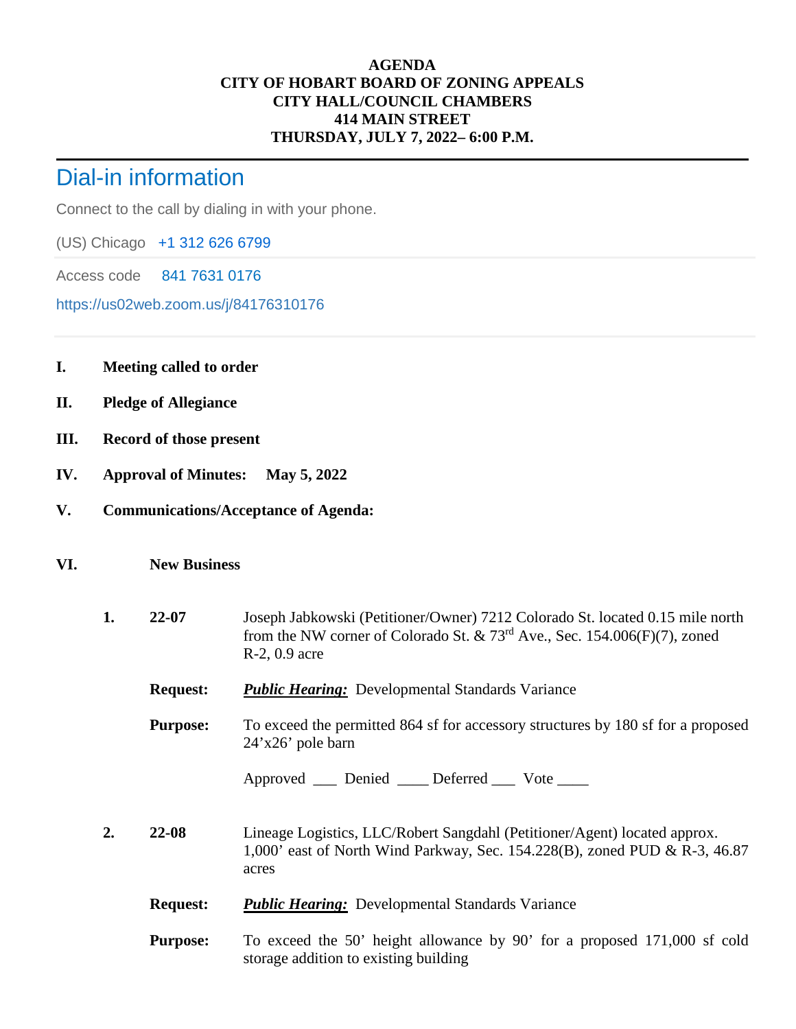**AGENDA**
**CITY OF HOBART BOARD OF ZONING APPEALS**
**CITY HALL/COUNCIL CHAMBERS**
**414 MAIN STREET**
**THURSDAY, JULY 7, 2022– 6:00 P.M.**

---

## Dial-in information

Connect to the call by dialing in with your phone.

(US) Chicago +1 312 626 6799

Access code 841 7631 0176

https://us02web.zoom.us/j/84176310176

---

**I. Meeting called to order**

**II. Pledge of Allegiance**

**III. Record of those present**

**IV. Approval of Minutes: May 5, 2022**

**V. Communications/Acceptance of Agenda:**

**VI. New Business**

**1. 22-07** Joseph Jabkowski (Petitioner/Owner) 7212 Colorado St. located 0.15 mile north from the NW corner of Colorado St. & 73rd Ave., Sec. 154.006(F)(7), zoned R-2, 0.9 acre

**Request:** ***Public Hearing:*** Developmental Standards Variance

**Purpose:** To exceed the permitted 864 sf for accessory structures by 180 sf for a proposed 24'x26' pole barn

Approved ___ Denied ____ Deferred ___ Vote ____

**2. 22-08** Lineage Logistics, LLC/Robert Sangdahl (Petitioner/Agent) located approx. 1,000' east of North Wind Parkway, Sec. 154.228(B), zoned PUD & R-3, 46.87 acres

**Request:** ***Public Hearing:*** Developmental Standards Variance

**Purpose:** To exceed the 50' height allowance by 90' for a proposed 171,000 sf cold storage addition to existing building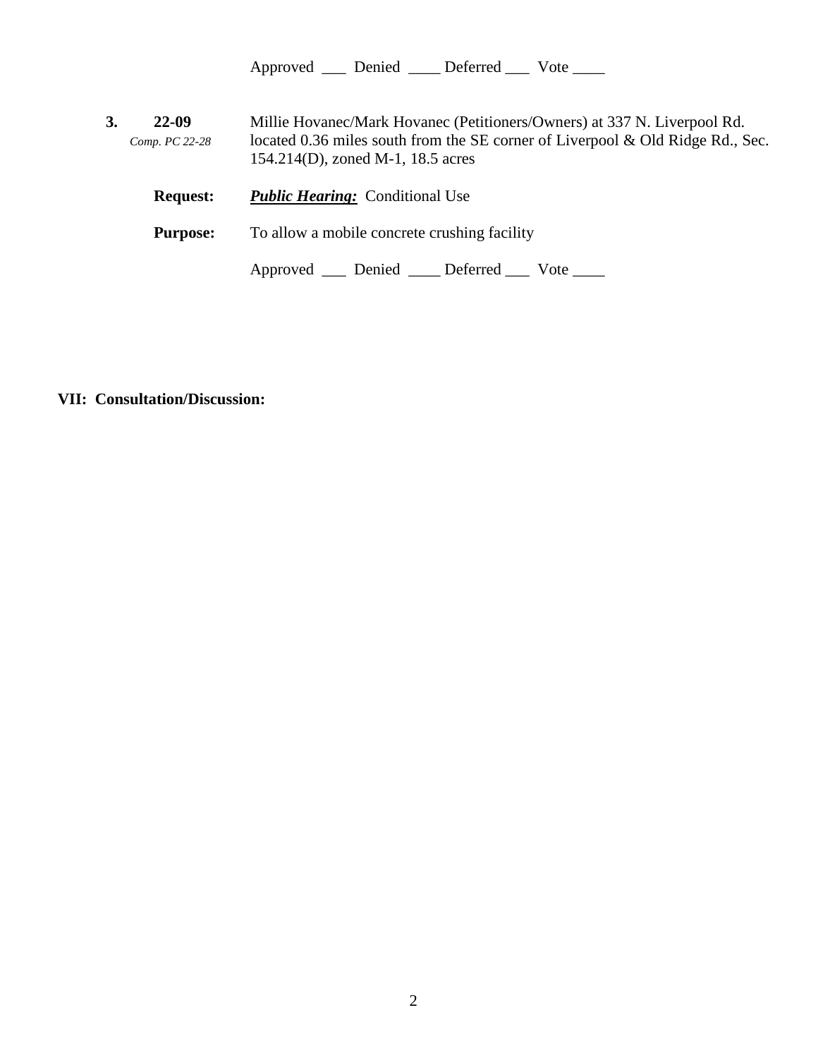Approved ___ Denied ____ Deferred ___ Vote ____

**3.** **22-09** *Comp. PC 22-28*

Millie Hovanec/Mark Hovanec (Petitioners/Owners) at 337 N. Liverpool Rd. located 0.36 miles south from the SE corner of Liverpool & Old Ridge Rd., Sec. 154.214(D), zoned M-1, 18.5 acres

**Request:** ***Public Hearing:*** Conditional Use

**Purpose:** To allow a mobile concrete crushing facility

Approved ___ Denied ____ Deferred ___ Vote ____

**VII: Consultation/Discussion:**